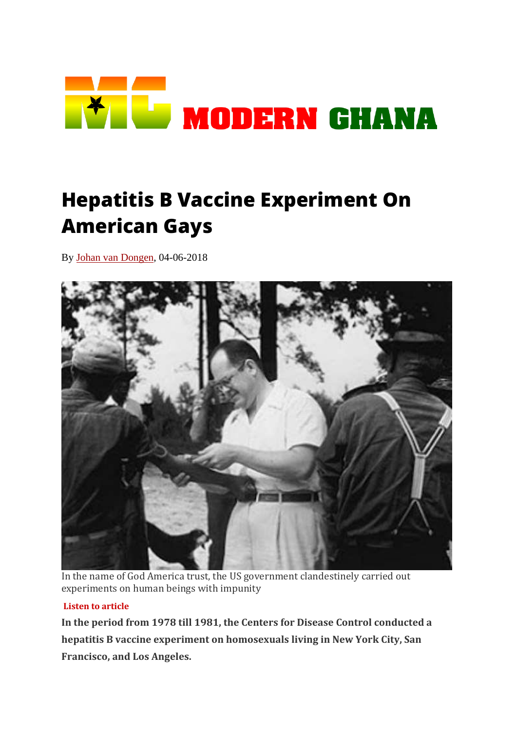MODERN GHANA

# Hepatitis B Vaccine Experiment On American Gays

By Johan van Dongen, 04-06-2018

In the name of God America trust, the US government clandestinely carried out experiments on human beings with impunity

Listen to article

**In the period from 1978 till 1981, the Centers for Disease Control conducted a hepatitis B vaccine experiment on homosexuals living in New York City, San Francisco, and Los Angeles.**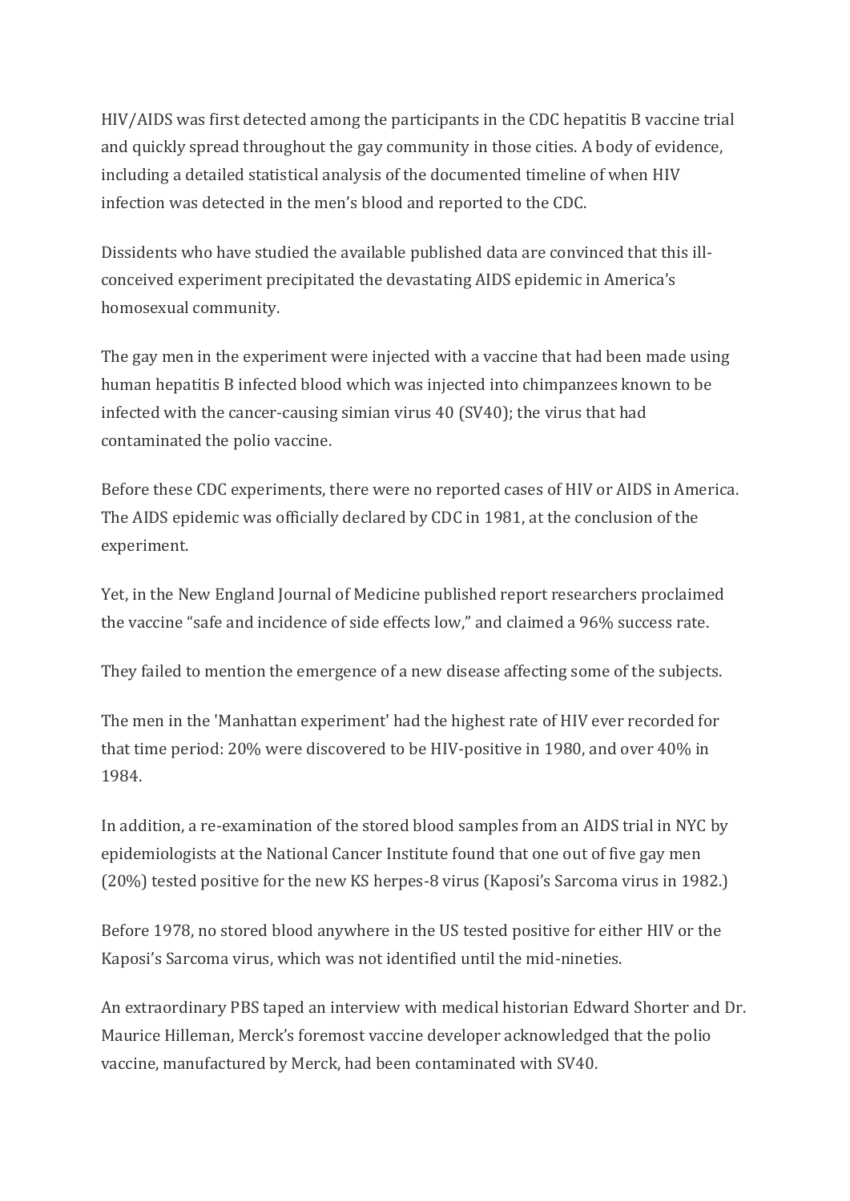HIV/AIDS was first detected among the participants in the CDC hepatitis B vaccine trial and quickly spread throughout the gay community in those cities. A body of evidence, including a detailed statistical analysis of the documented timeline of when HIV infection was detected in the men's blood and reported to the CDC.

Dissidents who have studied the available published data are convinced that this ill-conceived experiment precipitated the devastating AIDS epidemic in America's homosexual community.

The gay men in the experiment were injected with a vaccine that had been made using human hepatitis B infected blood which was injected into chimpanzees known to be infected with the cancer-causing simian virus 40 (SV40); the virus that had contaminated the polio vaccine.

Before these CDC experiments, there were no reported cases of HIV or AIDS in America. The AIDS epidemic was officially declared by CDC in 1981, at the conclusion of the experiment.

Yet, in the New England Journal of Medicine published report researchers proclaimed the vaccine "safe and incidence of side effects low," and claimed a 96% success rate.

They failed to mention the emergence of a new disease affecting some of the subjects.

The men in the 'Manhattan experiment' had the highest rate of HIV ever recorded for that time period: 20% were discovered to be HIV-positive in 1980, and over 40% in 1984.

In addition, a re-examination of the stored blood samples from an AIDS trial in NYC by epidemiologists at the National Cancer Institute found that one out of five gay men (20%) tested positive for the new KS herpes-8 virus (Kaposi's Sarcoma virus in 1982.)

Before 1978, no stored blood anywhere in the US tested positive for either HIV or the Kaposi's Sarcoma virus, which was not identified until the mid-nineties.

An extraordinary PBS taped an interview with medical historian Edward Shorter and Dr. Maurice Hilleman, Merck's foremost vaccine developer acknowledged that the polio vaccine, manufactured by Merck, had been contaminated with SV40.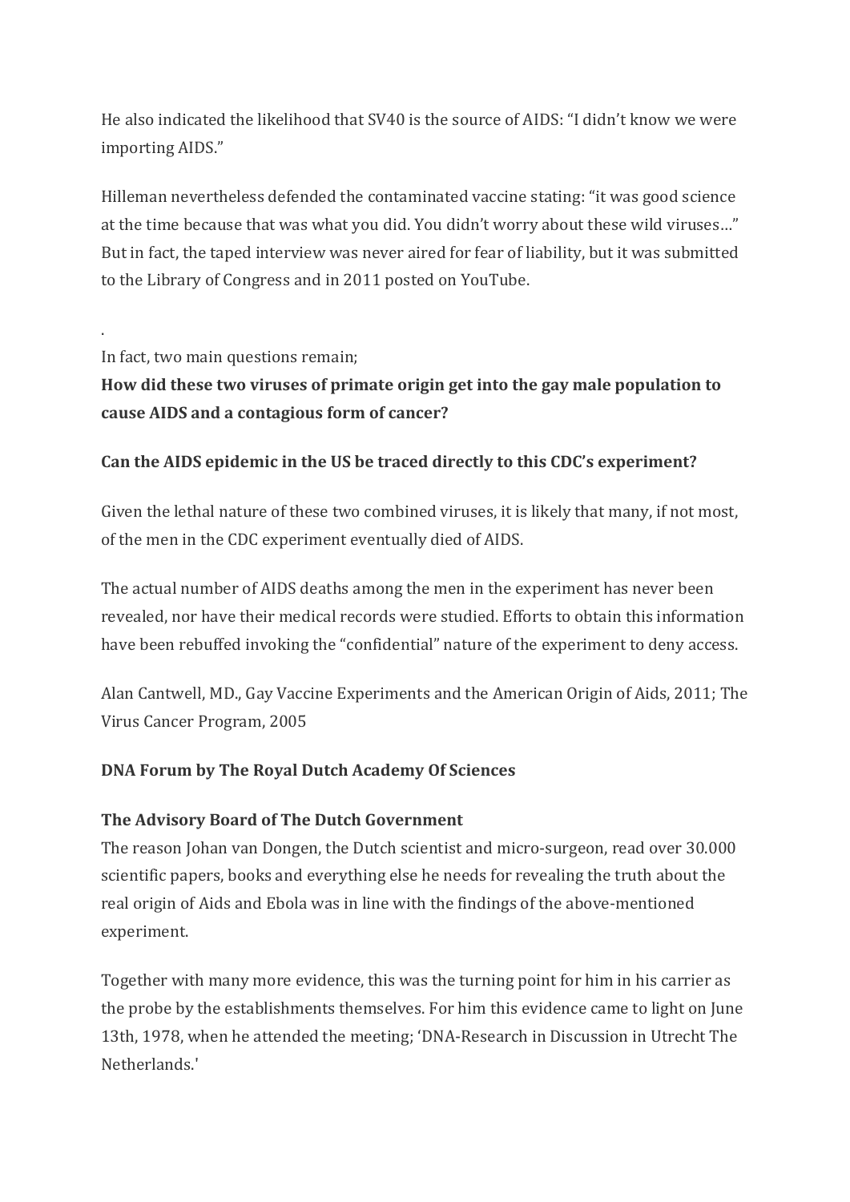He also indicated the likelihood that SV40 is the source of AIDS: "I didn't know we were importing AIDS."

Hilleman nevertheless defended the contaminated vaccine stating: "it was good science at the time because that was what you did. You didn't worry about these wild viruses…" But in fact, the taped interview was never aired for fear of liability, but it was submitted to the Library of Congress and in 2011 posted on YouTube.

.

In fact, two main questions remain;

**How did these two viruses of primate origin get into the gay male population to cause AIDS and a contagious form of cancer?**

**Can the AIDS epidemic in the US be traced directly to this CDC's experiment?**

Given the lethal nature of these two combined viruses, it is likely that many, if not most, of the men in the CDC experiment eventually died of AIDS.

The actual number of AIDS deaths among the men in the experiment has never been revealed, nor have their medical records were studied. Efforts to obtain this information have been rebuffed invoking the "confidential" nature of the experiment to deny access.

Alan Cantwell, MD., Gay Vaccine Experiments and the American Origin of Aids, 2011; The Virus Cancer Program, 2005

**DNA Forum by The Royal Dutch Academy Of Sciences**

**The Advisory Board of The Dutch Government**

The reason Johan van Dongen, the Dutch scientist and micro-surgeon, read over 30.000 scientific papers, books and everything else he needs for revealing the truth about the real origin of Aids and Ebola was in line with the findings of the above-mentioned experiment.

Together with many more evidence, this was the turning point for him in his carrier as the probe by the establishments themselves. For him this evidence came to light on June 13th, 1978, when he attended the meeting; 'DNA-Research in Discussion in Utrecht The Netherlands.'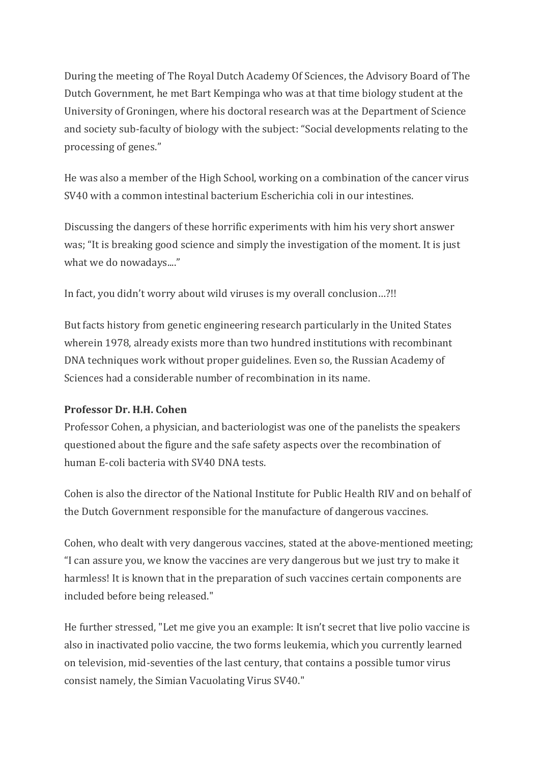During the meeting of The Royal Dutch Academy Of Sciences, the Advisory Board of The Dutch Government, he met Bart Kempinga who was at that time biology student at the University of Groningen, where his doctoral research was at the Department of Science and society sub-faculty of biology with the subject: "Social developments relating to the processing of genes."

He was also a member of the High School, working on a combination of the cancer virus SV40 with a common intestinal bacterium Escherichia coli in our intestines.

Discussing the dangers of these horrific experiments with him his very short answer was; "It is breaking good science and simply the investigation of the moment. It is just what we do nowadays...."

In fact, you didn't worry about wild viruses is my overall conclusion…?!!

But facts history from genetic engineering research particularly in the United States wherein 1978, already exists more than two hundred institutions with recombinant DNA techniques work without proper guidelines. Even so, the Russian Academy of Sciences had a considerable number of recombination in its name.

**Professor Dr. H.H. Cohen**
Professor Cohen, a physician, and bacteriologist was one of the panelists the speakers questioned about the figure and the safe safety aspects over the recombination of human E-coli bacteria with SV40 DNA tests.

Cohen is also the director of the National Institute for Public Health RIV and on behalf of the Dutch Government responsible for the manufacture of dangerous vaccines.

Cohen, who dealt with very dangerous vaccines, stated at the above-mentioned meeting; "I can assure you, we know the vaccines are very dangerous but we just try to make it harmless! It is known that in the preparation of such vaccines certain components are included before being released."

He further stressed, "Let me give you an example: It isn't secret that live polio vaccine is also in inactivated polio vaccine, the two forms leukemia, which you currently learned on television, mid-seventies of the last century, that contains a possible tumor virus consist namely, the Simian Vacuolating Virus SV40."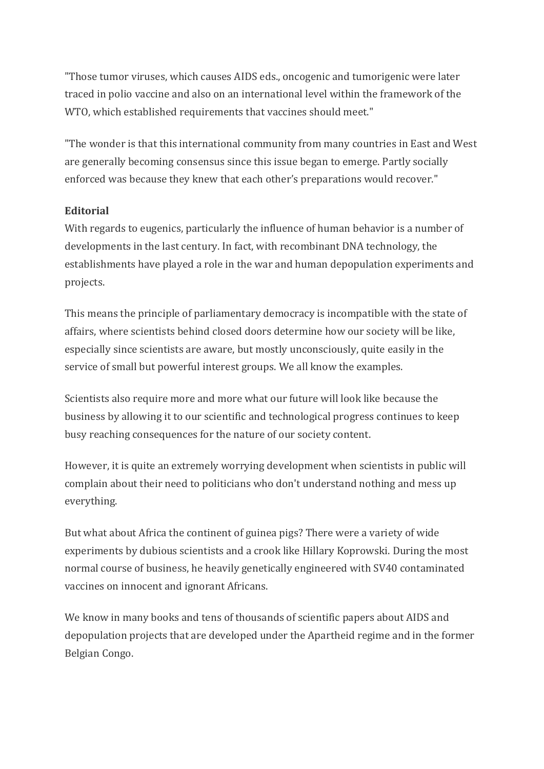"Those tumor viruses, which causes AIDS eds., oncogenic and tumorigenic were later traced in polio vaccine and also on an international level within the framework of the WTO, which established requirements that vaccines should meet."

"The wonder is that this international community from many countries in East and West are generally becoming consensus since this issue began to emerge. Partly socially enforced was because they knew that each other's preparations would recover."

**Editorial**

With regards to eugenics, particularly the influence of human behavior is a number of developments in the last century. In fact, with recombinant DNA technology, the establishments have played a role in the war and human depopulation experiments and projects.

This means the principle of parliamentary democracy is incompatible with the state of affairs, where scientists behind closed doors determine how our society will be like, especially since scientists are aware, but mostly unconsciously, quite easily in the service of small but powerful interest groups. We all know the examples.

Scientists also require more and more what our future will look like because the business by allowing it to our scientific and technological progress continues to keep busy reaching consequences for the nature of our society content.

However, it is quite an extremely worrying development when scientists in public will complain about their need to politicians who don't understand nothing and mess up everything.

But what about Africa the continent of guinea pigs? There were a variety of wide experiments by dubious scientists and a crook like Hillary Koprowski. During the most normal course of business, he heavily genetically engineered with SV40 contaminated vaccines on innocent and ignorant Africans.

We know in many books and tens of thousands of scientific papers about AIDS and depopulation projects that are developed under the Apartheid regime and in the former Belgian Congo.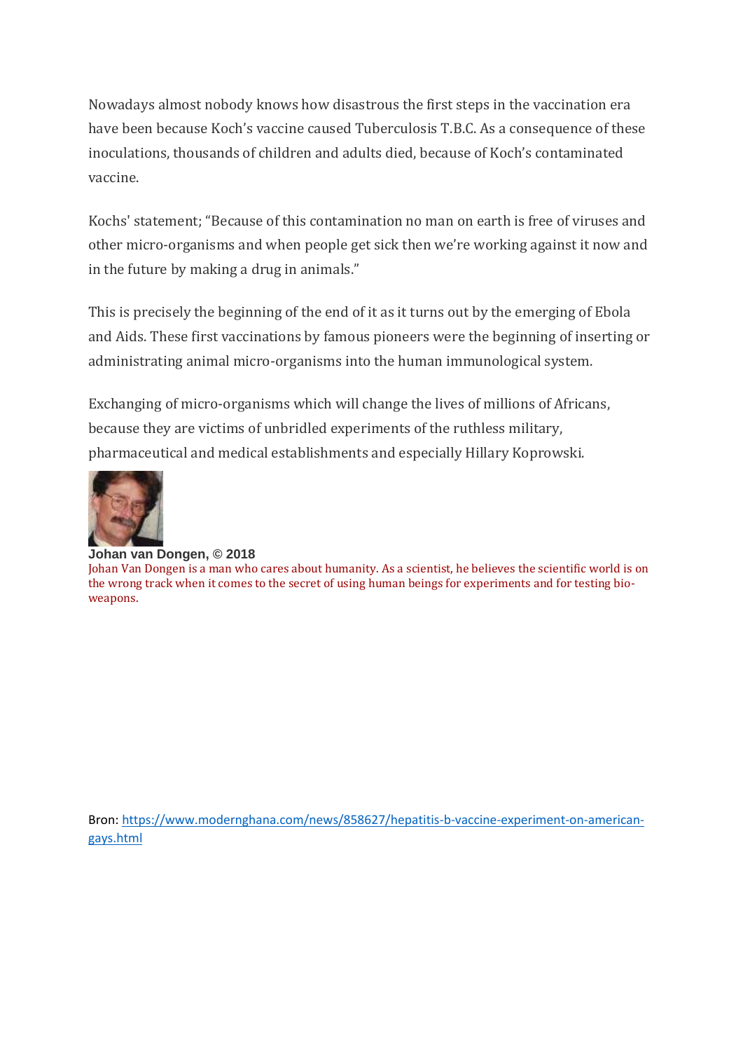Nowadays almost nobody knows how disastrous the first steps in the vaccination era have been because Koch's vaccine caused Tuberculosis T.B.C. As a consequence of these inoculations, thousands of children and adults died, because of Koch's contaminated vaccine.

Kochs' statement; "Because of this contamination no man on earth is free of viruses and other micro-organisms and when people get sick then we're working against it now and in the future by making a drug in animals."

This is precisely the beginning of the end of it as it turns out by the emerging of Ebola and Aids. These first vaccinations by famous pioneers were the beginning of inserting or administrating animal micro-organisms into the human immunological system.

Exchanging of micro-organisms which will change the lives of millions of Africans, because they are victims of unbridled experiments of the ruthless military, pharmaceutical and medical establishments and especially Hillary Koprowski.

**Johan van Dongen, © 2018**

Johan Van Dongen is a man who cares about humanity. As a scientist, he believes the scientific world is on the wrong track when it comes to the secret of using human beings for experiments and for testing bio-weapons.

Bron: [https://www.modernghana.com/news/858627/hepatitis-b-vaccine-experiment-on-american-gays.html](https://www.modernghana.com/news/858627/hepatitis-b-vaccine-experiment-on-american-gays.html)